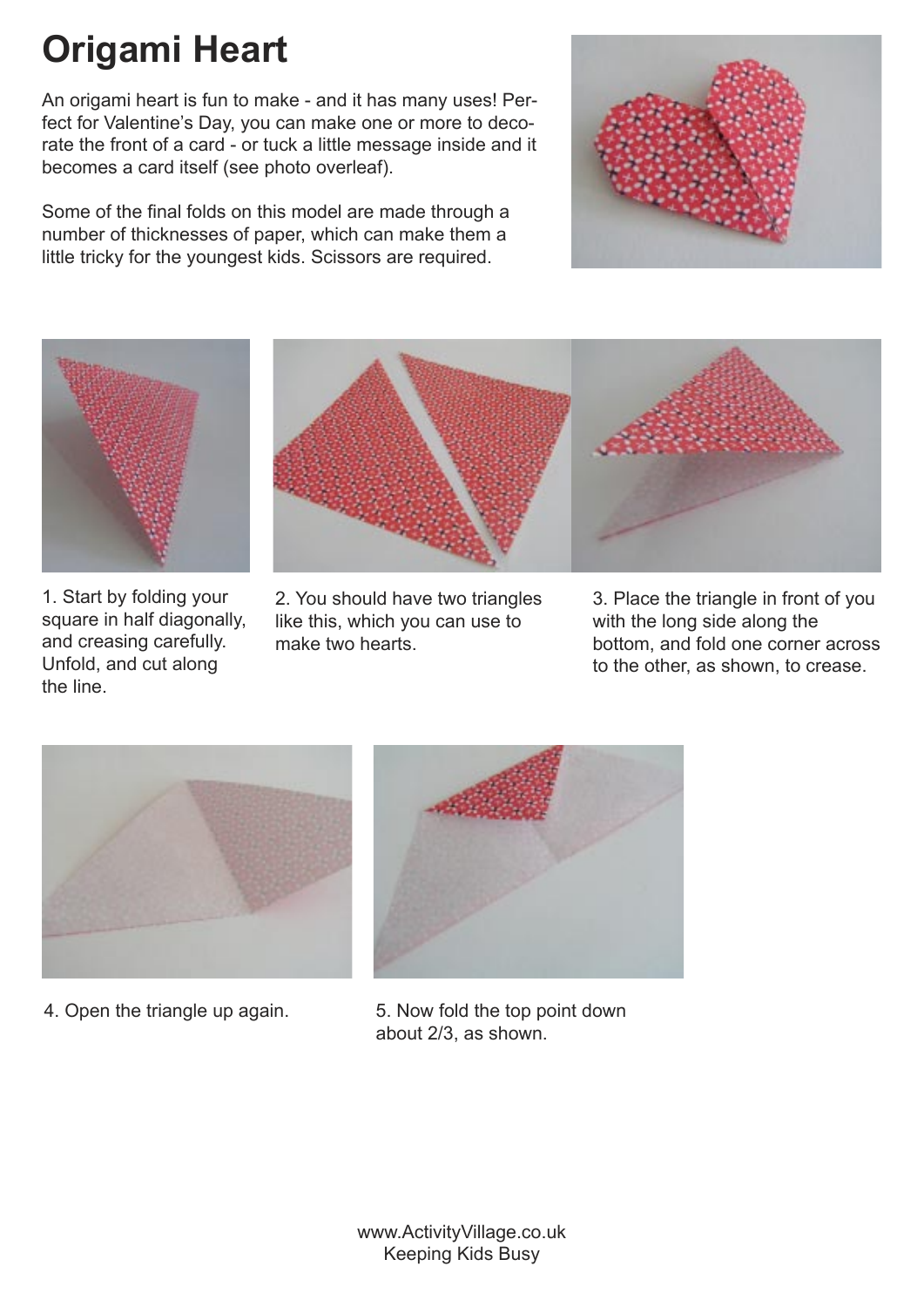# Origami Heart

An origami heart is fun to make - and it has many uses! Perfect for Valentine's Day, you can make one or more to decorate the front of a card - or tuck a little message inside and it becomes a card itself (see photo overleaf).

Some of the final folds on this model are made through a number of thicknesses of paper, which can make them a little tricky for the youngest kids. Scissors are required.

1. Start by folding your square in half diagonally, and creasing carefully. Unfold, and cut along the line.

2. You should have two triangles like this, which you can use to make two hearts.

3. Place the triangle in front of you with the long side along the bottom, and fold one corner across to the other, as shown, to crease.

4. Open the triangle up again.

5. Now fold the top point down about 2/3, as shown.

www.ActivityVillage.co.uk
Keeping Kids Busy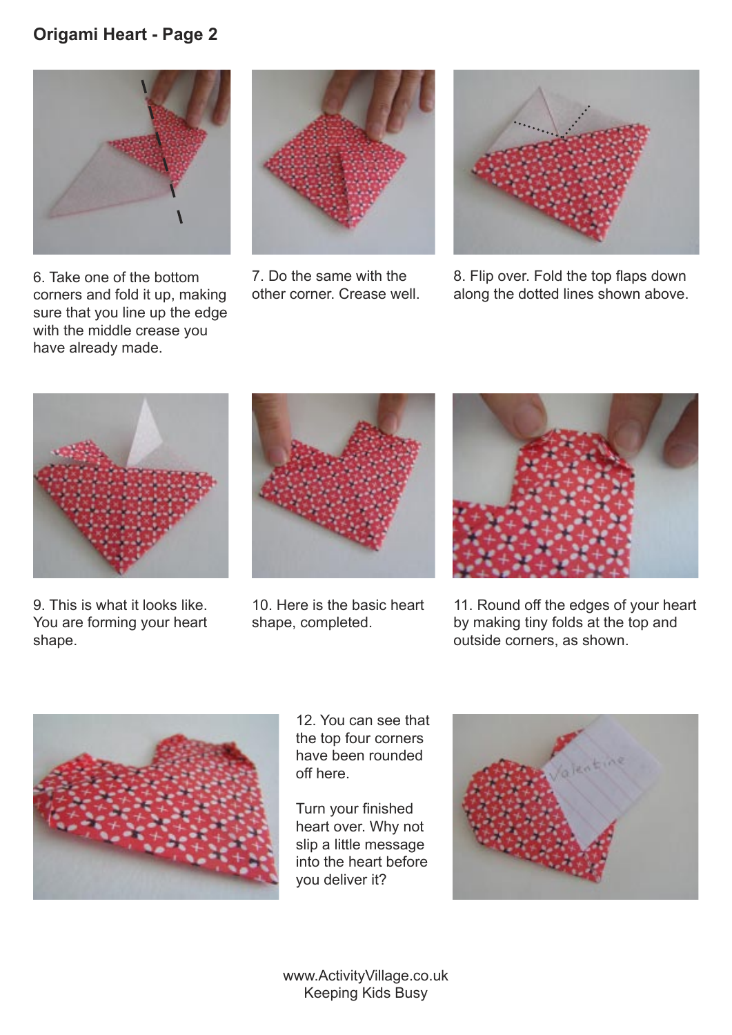## Origami Heart - Page 2

6. Take one of the bottom corners and fold it up, making sure that you line up the edge with the middle crease you have already made.

7. Do the same with the other corner. Crease well.

8. Flip over. Fold the top flaps down along the dotted lines shown above.

9. This is what it looks like. You are forming your heart shape.

10. Here is the basic heart shape, completed.

11. Round off the edges of your heart by making tiny folds at the top and outside corners, as shown.

12. You can see that the top four corners have been rounded off here.

Turn your finished heart over. Why not slip a little message into the heart before you deliver it?

www.ActivityVillage.co.uk
Keeping Kids Busy